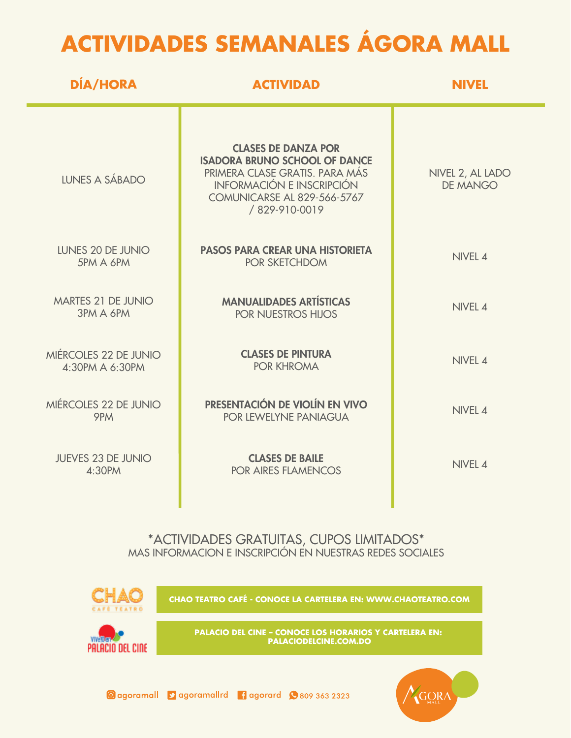# ACTIVIDADES SEMANALES ÁGORA MALL

| DÍA/HORA | ACTIVIDAD | NIVEL |
| --- | --- | --- |
| LUNES A SÁBADO | **CLASES DE DANZA POR ISADORA BRUNO SCHOOL OF DANCE** PRIMERA CLASE GRATIS. PARA MÁS INFORMACIÓN E INSCRIPCIÓN COMUNICARSE AL 829-566-5767 / 829-910-0019 | NIVEL 2, AL LADO DE MANGO |
| LUNES 20 DE JUNIO 5PM A 6PM | **PASOS PARA CREAR UNA HISTORIETA** POR SKETCHDOM | NIVEL 4 |
| MARTES 21 DE JUNIO 3PM A 6PM | **MANUALIDADES ARTÍSTICAS** POR NUESTROS HIJOS | NIVEL 4 |
| MIÉRCOLES 22 DE JUNIO 4:30PM A 6:30PM | **CLASES DE PINTURA** POR KHROMA | NIVEL 4 |
| MIÉRCOLES 22 DE JUNIO 9PM | **PRESENTACIÓN DE VIOLÍN EN VIVO** POR LEWELYNE PANIAGUA | NIVEL 4 |
| JUEVES 23 DE JUNIO 4:30PM | **CLASES DE BAILE** POR AIRES FLAMENCOS | NIVEL 4 |

*ACTIVIDADES GRATUITAS, CUPOS LIMITADOS*

MAS INFORMACION E INSCRIPCIÓN EN NUESTRAS REDES SOCIALES

CHAO CAFÉ TEATRO

**CHAO TEATRO CAFÉ - CONOCE LA CARTELERA EN: WWW.CHAOTEATRO.COM**

PALACIO DEL CINE

**PALACIO DEL CINE – CONOCE LOS HORARIOS Y CARTELERA EN: PALACIODELCINE.COM.DO**

agoramall agoramallrd agorard 809 363 2323

ÁGORA MALL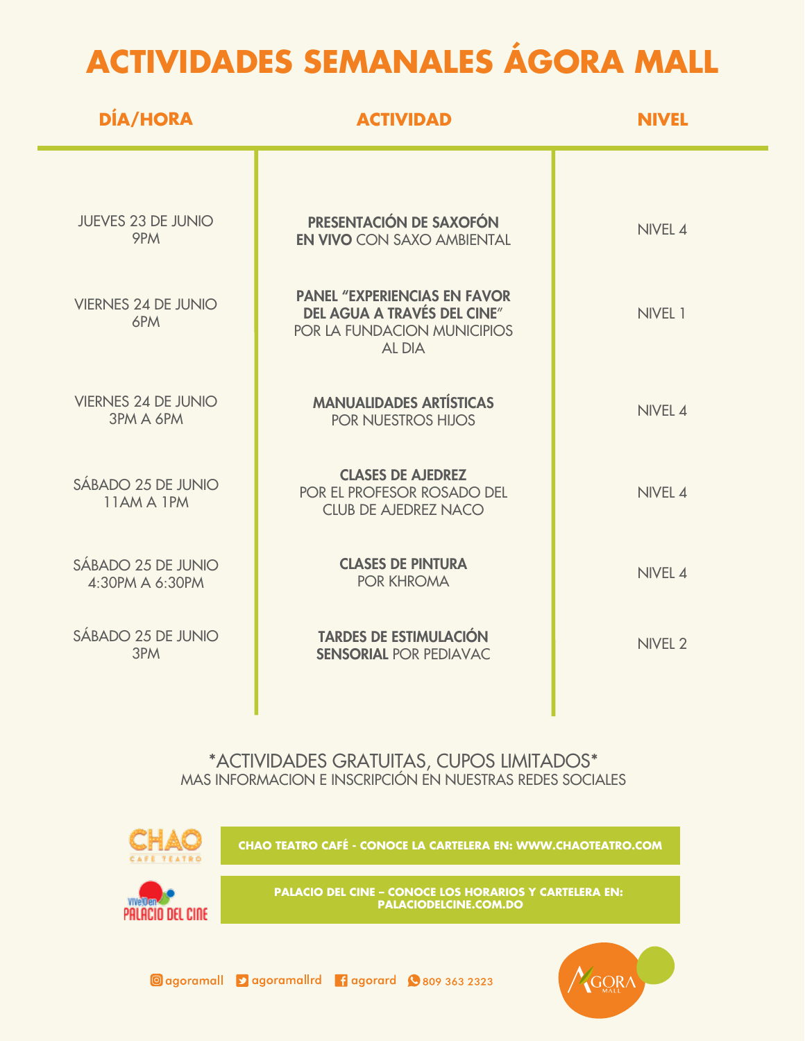# ACTIVIDADES SEMANALES ÁGORA MALL

| DÍA/HORA | ACTIVIDAD | NIVEL |
| --- | --- | --- |
| JUEVES 23 DE JUNIO 9PM | **PRESENTACIÓN DE SAXOFÓN EN VIVO** CON SAXO AMBIENTAL | NIVEL 4 |
| VIERNES 24 DE JUNIO 6PM | **PANEL "EXPERIENCIAS EN FAVOR DEL AGUA A TRAVÉS DEL CINE"** POR LA FUNDACION MUNICIPIOS AL DIA | NIVEL 1 |
| VIERNES 24 DE JUNIO 3PM A 6PM | **MANUALIDADES ARTÍSTICAS** POR NUESTROS HIJOS | NIVEL 4 |
| SÁBADO 25 DE JUNIO 11AM A 1PM | **CLASES DE AJEDREZ** POR EL PROFESOR ROSADO DEL CLUB DE AJEDREZ NACO | NIVEL 4 |
| SÁBADO 25 DE JUNIO 4:30PM A 6:30PM | **CLASES DE PINTURA** POR KHROMA | NIVEL 4 |
| SÁBADO 25 DE JUNIO 3PM | **TARDES DE ESTIMULACIÓN SENSORIAL** POR PEDIAVAC | NIVEL 2 |

*ACTIVIDADES GRATUITAS, CUPOS LIMITADOS*

MAS INFORMACION E INSCRIPCIÓN EN NUESTRAS REDES SOCIALES

CHAO CAFÉ TEATRO

**CHAO TEATRO CAFÉ - CONOCE LA CARTELERA EN: WWW.CHAOTEATRO.COM**

Vívelo en PALACIO DEL CINE

**PALACIO DEL CINE – CONOCE LOS HORARIOS Y CARTELERA EN: PALACIODELCINE.COM.DO**

agoramall | agoramallrd | agorard | 809 363 2323

ÁGORA MALL